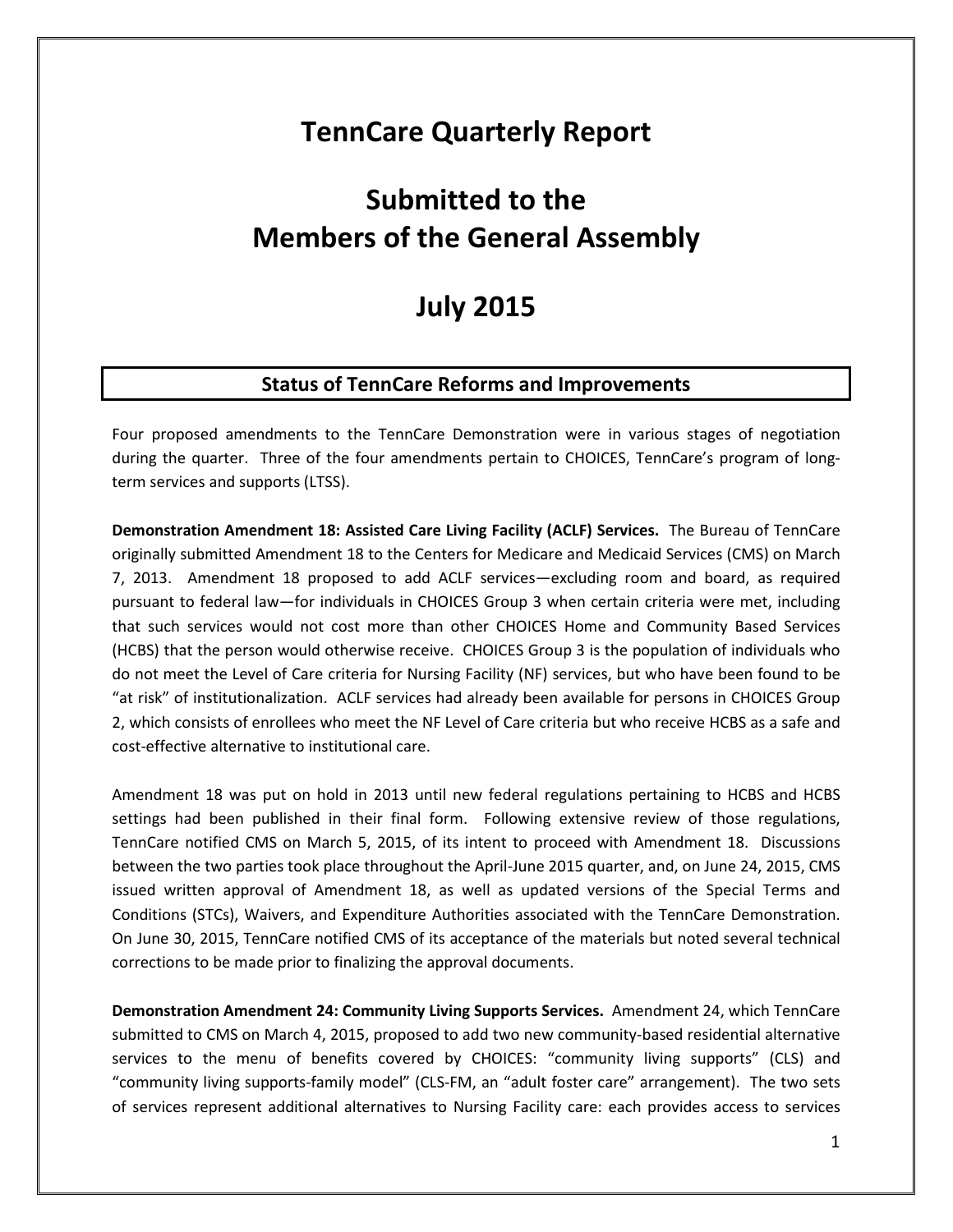# TennCare Quarterly Report

# Submitted to the Members of the General Assembly

# July 2015

## Status of TennCare Reforms and Improvements

Four proposed amendments to the TennCare Demonstration were in various stages of negotiation during the quarter. Three of the four amendments pertain to CHOICES, TennCare's program of long-term services and supports (LTSS).

**Demonstration Amendment 18: Assisted Care Living Facility (ACLF) Services.** The Bureau of TennCare originally submitted Amendment 18 to the Centers for Medicare and Medicaid Services (CMS) on March 7, 2013. Amendment 18 proposed to add ACLF services—excluding room and board, as required pursuant to federal law—for individuals in CHOICES Group 3 when certain criteria were met, including that such services would not cost more than other CHOICES Home and Community Based Services (HCBS) that the person would otherwise receive. CHOICES Group 3 is the population of individuals who do not meet the Level of Care criteria for Nursing Facility (NF) services, but who have been found to be "at risk" of institutionalization. ACLF services had already been available for persons in CHOICES Group 2, which consists of enrollees who meet the NF Level of Care criteria but who receive HCBS as a safe and cost-effective alternative to institutional care.

Amendment 18 was put on hold in 2013 until new federal regulations pertaining to HCBS and HCBS settings had been published in their final form. Following extensive review of those regulations, TennCare notified CMS on March 5, 2015, of its intent to proceed with Amendment 18. Discussions between the two parties took place throughout the April-June 2015 quarter, and, on June 24, 2015, CMS issued written approval of Amendment 18, as well as updated versions of the Special Terms and Conditions (STCs), Waivers, and Expenditure Authorities associated with the TennCare Demonstration. On June 30, 2015, TennCare notified CMS of its acceptance of the materials but noted several technical corrections to be made prior to finalizing the approval documents.

**Demonstration Amendment 24: Community Living Supports Services.** Amendment 24, which TennCare submitted to CMS on March 4, 2015, proposed to add two new community-based residential alternative services to the menu of benefits covered by CHOICES: "community living supports" (CLS) and "community living supports-family model" (CLS-FM, an "adult foster care" arrangement). The two sets of services represent additional alternatives to Nursing Facility care: each provides access to services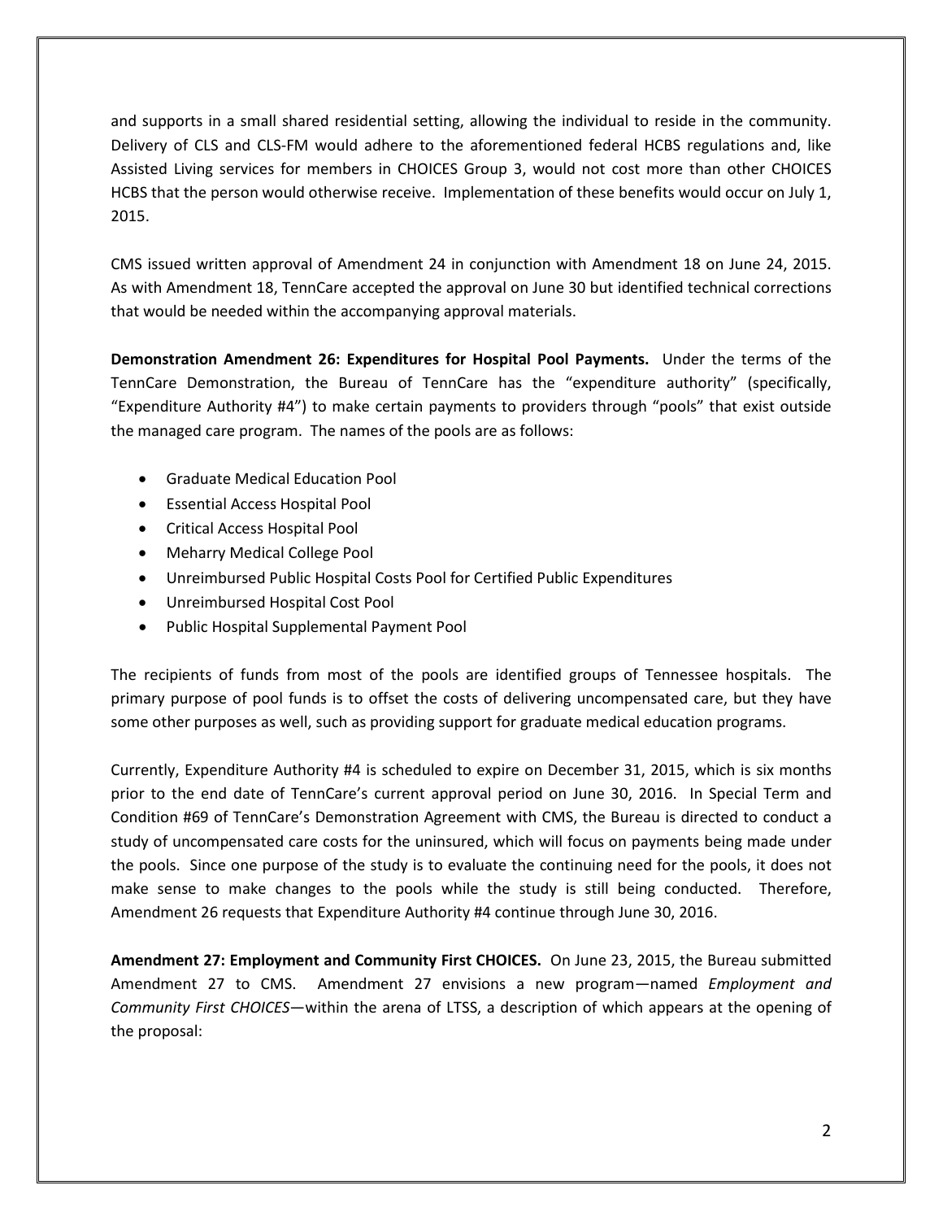and supports in a small shared residential setting, allowing the individual to reside in the community. Delivery of CLS and CLS-FM would adhere to the aforementioned federal HCBS regulations and, like Assisted Living services for members in CHOICES Group 3, would not cost more than other CHOICES HCBS that the person would otherwise receive. Implementation of these benefits would occur on July 1, 2015.

CMS issued written approval of Amendment 24 in conjunction with Amendment 18 on June 24, 2015. As with Amendment 18, TennCare accepted the approval on June 30 but identified technical corrections that would be needed within the accompanying approval materials.

**Demonstration Amendment 26: Expenditures for Hospital Pool Payments.** Under the terms of the TennCare Demonstration, the Bureau of TennCare has the "expenditure authority" (specifically, "Expenditure Authority #4") to make certain payments to providers through "pools" that exist outside the managed care program. The names of the pools are as follows:

- Graduate Medical Education Pool
- Essential Access Hospital Pool
- Critical Access Hospital Pool
- Meharry Medical College Pool
- Unreimbursed Public Hospital Costs Pool for Certified Public Expenditures
- Unreimbursed Hospital Cost Pool
- Public Hospital Supplemental Payment Pool

The recipients of funds from most of the pools are identified groups of Tennessee hospitals. The primary purpose of pool funds is to offset the costs of delivering uncompensated care, but they have some other purposes as well, such as providing support for graduate medical education programs.

Currently, Expenditure Authority #4 is scheduled to expire on December 31, 2015, which is six months prior to the end date of TennCare's current approval period on June 30, 2016. In Special Term and Condition #69 of TennCare's Demonstration Agreement with CMS, the Bureau is directed to conduct a study of uncompensated care costs for the uninsured, which will focus on payments being made under the pools. Since one purpose of the study is to evaluate the continuing need for the pools, it does not make sense to make changes to the pools while the study is still being conducted. Therefore, Amendment 26 requests that Expenditure Authority #4 continue through June 30, 2016.

**Amendment 27: Employment and Community First CHOICES.** On June 23, 2015, the Bureau submitted Amendment 27 to CMS. Amendment 27 envisions a new program—named *Employment and Community First CHOICES*—within the arena of LTSS, a description of which appears at the opening of the proposal: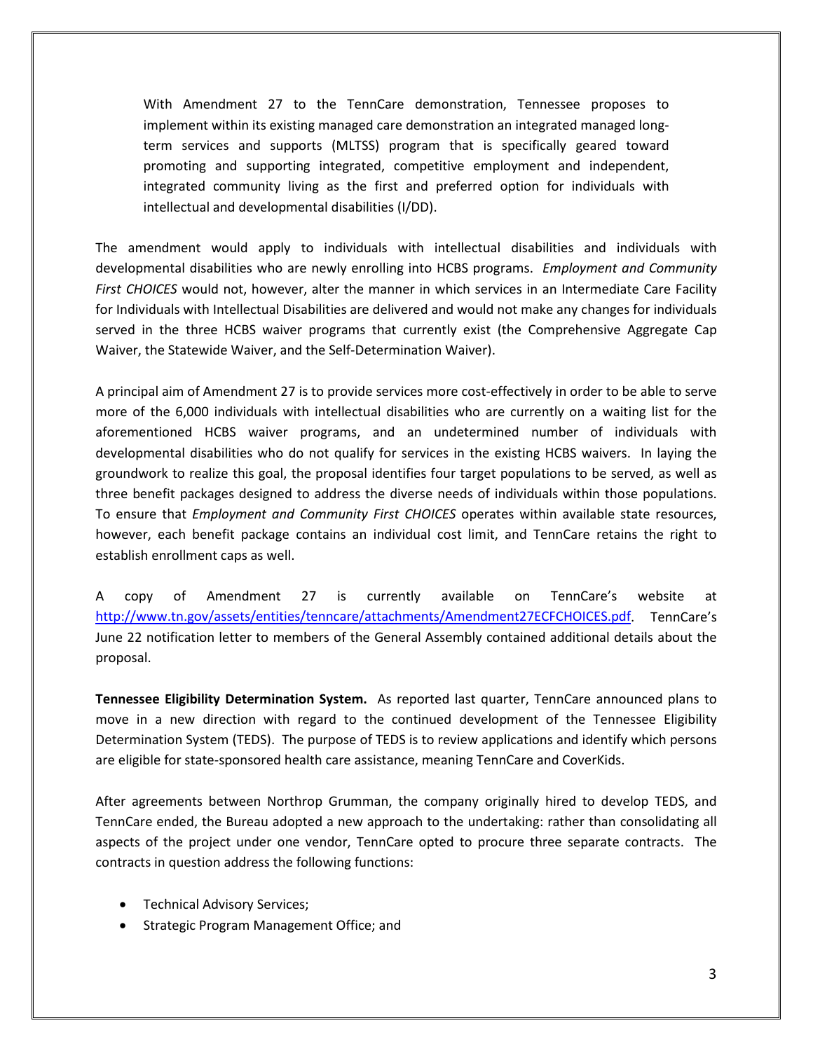With Amendment 27 to the TennCare demonstration, Tennessee proposes to implement within its existing managed care demonstration an integrated managed long-term services and supports (MLTSS) program that is specifically geared toward promoting and supporting integrated, competitive employment and independent, integrated community living as the first and preferred option for individuals with intellectual and developmental disabilities (I/DD).

The amendment would apply to individuals with intellectual disabilities and individuals with developmental disabilities who are newly enrolling into HCBS programs. *Employment and Community First CHOICES* would not, however, alter the manner in which services in an Intermediate Care Facility for Individuals with Intellectual Disabilities are delivered and would not make any changes for individuals served in the three HCBS waiver programs that currently exist (the Comprehensive Aggregate Cap Waiver, the Statewide Waiver, and the Self-Determination Waiver).

A principal aim of Amendment 27 is to provide services more cost-effectively in order to be able to serve more of the 6,000 individuals with intellectual disabilities who are currently on a waiting list for the aforementioned HCBS waiver programs, and an undetermined number of individuals with developmental disabilities who do not qualify for services in the existing HCBS waivers. In laying the groundwork to realize this goal, the proposal identifies four target populations to be served, as well as three benefit packages designed to address the diverse needs of individuals within those populations. To ensure that *Employment and Community First CHOICES* operates within available state resources, however, each benefit package contains an individual cost limit, and TennCare retains the right to establish enrollment caps as well.

A copy of Amendment 27 is currently available on TennCare's website at [http://www.tn.gov/assets/entities/tenncare/attachments/Amendment27ECFCHOICES.pdf](http://www.tn.gov/assets/entities/tenncare/attachments/Amendment27ECFCHOICES.pdf). TennCare's June 22 notification letter to members of the General Assembly contained additional details about the proposal.

**Tennessee Eligibility Determination System.** As reported last quarter, TennCare announced plans to move in a new direction with regard to the continued development of the Tennessee Eligibility Determination System (TEDS). The purpose of TEDS is to review applications and identify which persons are eligible for state-sponsored health care assistance, meaning TennCare and CoverKids.

After agreements between Northrop Grumman, the company originally hired to develop TEDS, and TennCare ended, the Bureau adopted a new approach to the undertaking: rather than consolidating all aspects of the project under one vendor, TennCare opted to procure three separate contracts. The contracts in question address the following functions:

- Technical Advisory Services;
- Strategic Program Management Office; and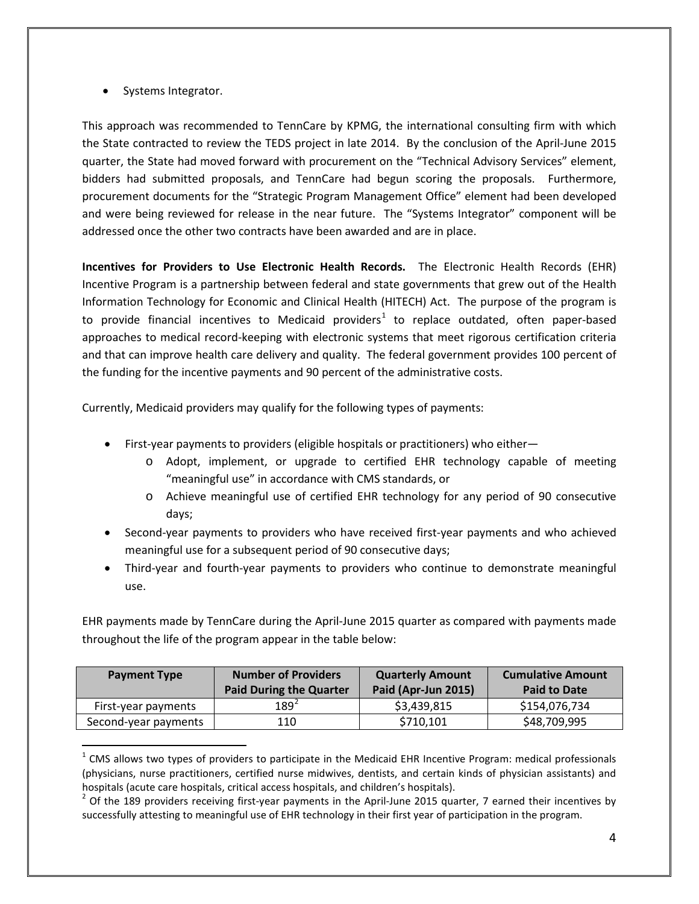- Systems Integrator.

This approach was recommended to TennCare by KPMG, the international consulting firm with which the State contracted to review the TEDS project in late 2014. By the conclusion of the April-June 2015 quarter, the State had moved forward with procurement on the "Technical Advisory Services" element, bidders had submitted proposals, and TennCare had begun scoring the proposals. Furthermore, procurement documents for the "Strategic Program Management Office" element had been developed and were being reviewed for release in the near future. The "Systems Integrator" component will be addressed once the other two contracts have been awarded and are in place.

**Incentives for Providers to Use Electronic Health Records.** The Electronic Health Records (EHR) Incentive Program is a partnership between federal and state governments that grew out of the Health Information Technology for Economic and Clinical Health (HITECH) Act. The purpose of the program is to provide financial incentives to Medicaid providers[1] to replace outdated, often paper-based approaches to medical record-keeping with electronic systems that meet rigorous certification criteria and that can improve health care delivery and quality. The federal government provides 100 percent of the funding for the incentive payments and 90 percent of the administrative costs.

Currently, Medicaid providers may qualify for the following types of payments:

- First-year payments to providers (eligible hospitals or practitioners) who either—
  - Adopt, implement, or upgrade to certified EHR technology capable of meeting "meaningful use" in accordance with CMS standards, or
  - Achieve meaningful use of certified EHR technology for any period of 90 consecutive days;
- Second-year payments to providers who have received first-year payments and who achieved meaningful use for a subsequent period of 90 consecutive days;
- Third-year and fourth-year payments to providers who continue to demonstrate meaningful use.

EHR payments made by TennCare during the April-June 2015 quarter as compared with payments made throughout the life of the program appear in the table below:

| Payment Type | Number of Providers Paid During the Quarter | Quarterly Amount Paid (Apr-Jun 2015) | Cumulative Amount Paid to Date |
|---|---|---|---|
| First-year payments | 189[2] | $3,439,815 | $154,076,734 |
| Second-year payments | 110 | $710,101 | $48,709,995 |

[1] CMS allows two types of providers to participate in the Medicaid EHR Incentive Program: medical professionals (physicians, nurse practitioners, certified nurse midwives, dentists, and certain kinds of physician assistants) and hospitals (acute care hospitals, critical access hospitals, and children's hospitals).

[2] Of the 189 providers receiving first-year payments in the April-June 2015 quarter, 7 earned their incentives by successfully attesting to meaningful use of EHR technology in their first year of participation in the program.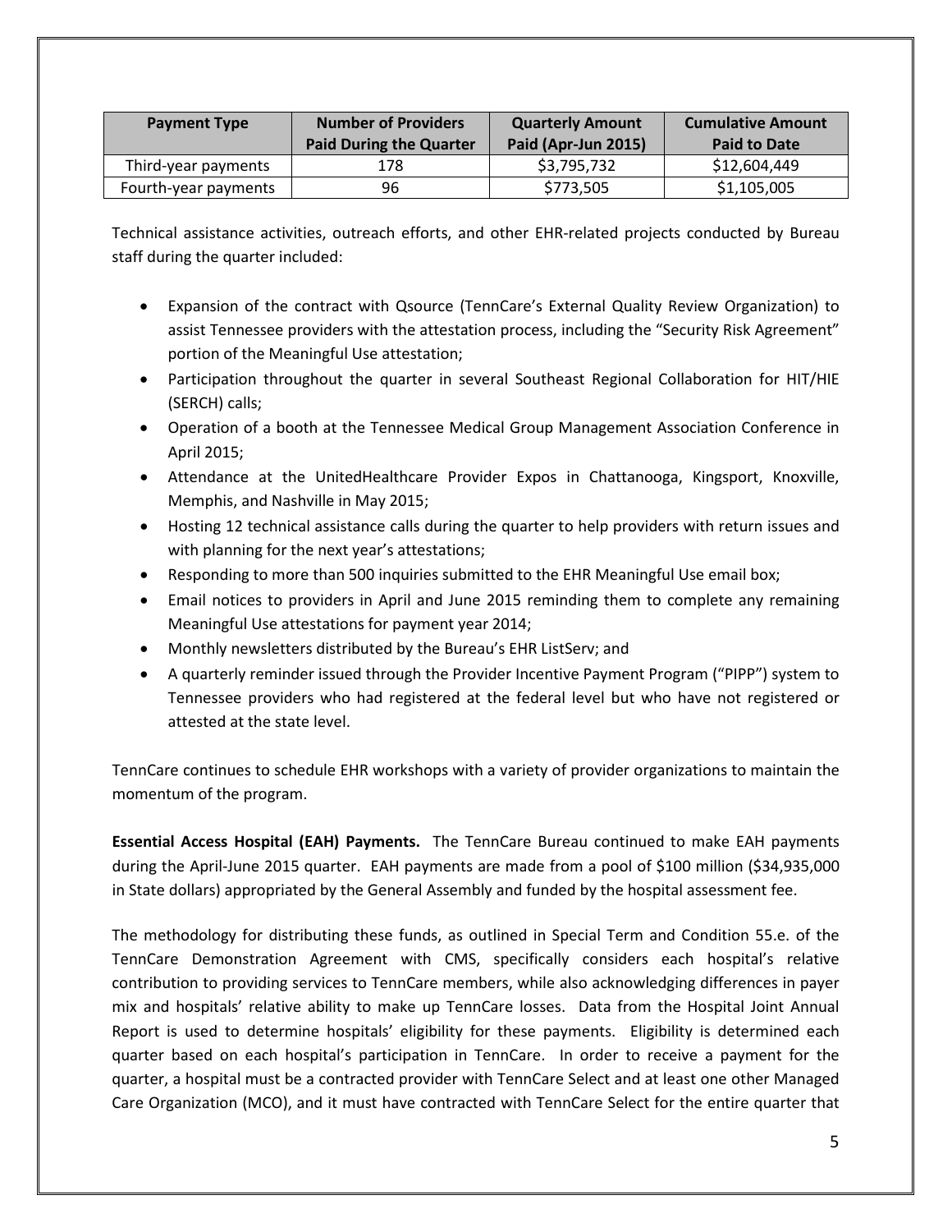| Payment Type | Number of Providers Paid During the Quarter | Quarterly Amount Paid (Apr-Jun 2015) | Cumulative Amount Paid to Date |
|---|---|---|---|
| Third-year payments | 178 | $3,795,732 | $12,604,449 |
| Fourth-year payments | 96 | $773,505 | $1,105,005 |

Technical assistance activities, outreach efforts, and other EHR-related projects conducted by Bureau staff during the quarter included:

- Expansion of the contract with Qsource (TennCare's External Quality Review Organization) to assist Tennessee providers with the attestation process, including the "Security Risk Agreement" portion of the Meaningful Use attestation;
- Participation throughout the quarter in several Southeast Regional Collaboration for HIT/HIE (SERCH) calls;
- Operation of a booth at the Tennessee Medical Group Management Association Conference in April 2015;
- Attendance at the UnitedHealthcare Provider Expos in Chattanooga, Kingsport, Knoxville, Memphis, and Nashville in May 2015;
- Hosting 12 technical assistance calls during the quarter to help providers with return issues and with planning for the next year's attestations;
- Responding to more than 500 inquiries submitted to the EHR Meaningful Use email box;
- Email notices to providers in April and June 2015 reminding them to complete any remaining Meaningful Use attestations for payment year 2014;
- Monthly newsletters distributed by the Bureau's EHR ListServ; and
- A quarterly reminder issued through the Provider Incentive Payment Program ("PIPP") system to Tennessee providers who had registered at the federal level but who have not registered or attested at the state level.

TennCare continues to schedule EHR workshops with a variety of provider organizations to maintain the momentum of the program.

**Essential Access Hospital (EAH) Payments.** The TennCare Bureau continued to make EAH payments during the April-June 2015 quarter. EAH payments are made from a pool of $100 million ($34,935,000 in State dollars) appropriated by the General Assembly and funded by the hospital assessment fee.

The methodology for distributing these funds, as outlined in Special Term and Condition 55.e. of the TennCare Demonstration Agreement with CMS, specifically considers each hospital's relative contribution to providing services to TennCare members, while also acknowledging differences in payer mix and hospitals' relative ability to make up TennCare losses. Data from the Hospital Joint Annual Report is used to determine hospitals' eligibility for these payments. Eligibility is determined each quarter based on each hospital's participation in TennCare. In order to receive a payment for the quarter, a hospital must be a contracted provider with TennCare Select and at least one other Managed Care Organization (MCO), and it must have contracted with TennCare Select for the entire quarter that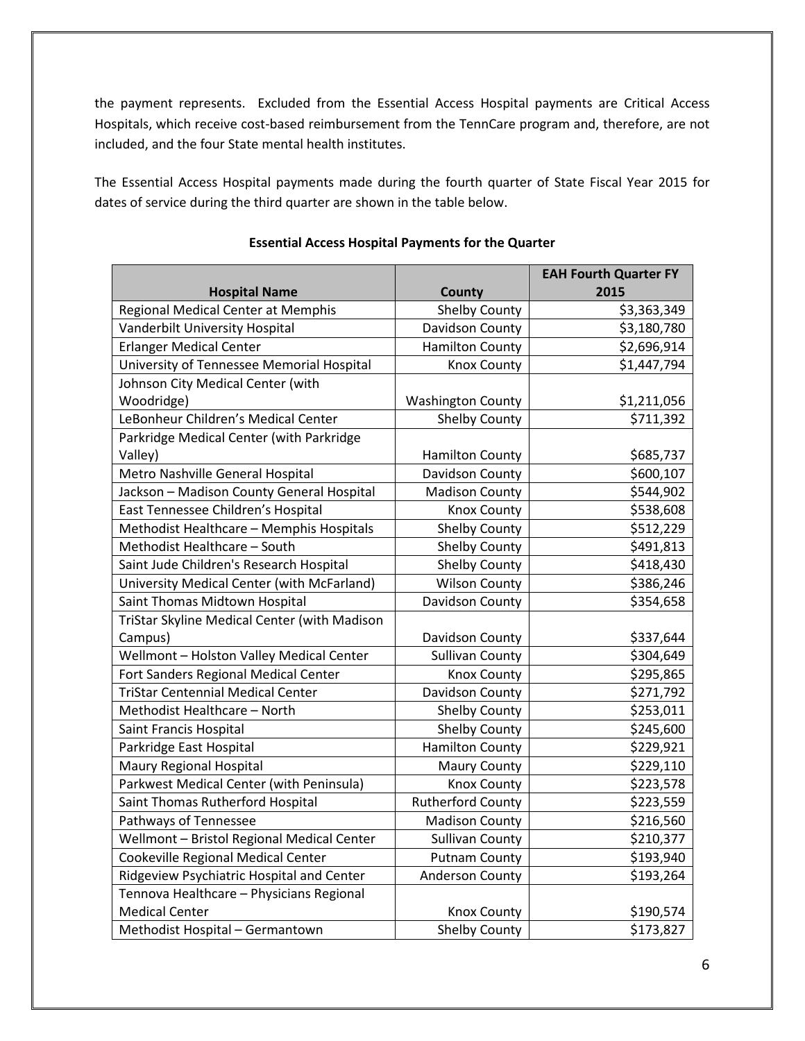the payment represents. Excluded from the Essential Access Hospital payments are Critical Access Hospitals, which receive cost-based reimbursement from the TennCare program and, therefore, are not included, and the four State mental health institutes.

The Essential Access Hospital payments made during the fourth quarter of State Fiscal Year 2015 for dates of service during the third quarter are shown in the table below.

**Essential Access Hospital Payments for the Quarter**

| Hospital Name | County | EAH Fourth Quarter FY 2015 |
|---|---|---|
| Regional Medical Center at Memphis | Shelby County | $3,363,349 |
| Vanderbilt University Hospital | Davidson County | $3,180,780 |
| Erlanger Medical Center | Hamilton County | $2,696,914 |
| University of Tennessee Memorial Hospital | Knox County | $1,447,794 |
| Johnson City Medical Center (with Woodridge) | Washington County | $1,211,056 |
| LeBonheur Children's Medical Center | Shelby County | $711,392 |
| Parkridge Medical Center (with Parkridge Valley) | Hamilton County | $685,737 |
| Metro Nashville General Hospital | Davidson County | $600,107 |
| Jackson – Madison County General Hospital | Madison County | $544,902 |
| East Tennessee Children's Hospital | Knox County | $538,608 |
| Methodist Healthcare – Memphis Hospitals | Shelby County | $512,229 |
| Methodist Healthcare – South | Shelby County | $491,813 |
| Saint Jude Children's Research Hospital | Shelby County | $418,430 |
| University Medical Center (with McFarland) | Wilson County | $386,246 |
| Saint Thomas Midtown Hospital | Davidson County | $354,658 |
| TriStar Skyline Medical Center (with Madison Campus) | Davidson County | $337,644 |
| Wellmont – Holston Valley Medical Center | Sullivan County | $304,649 |
| Fort Sanders Regional Medical Center | Knox County | $295,865 |
| TriStar Centennial Medical Center | Davidson County | $271,792 |
| Methodist Healthcare – North | Shelby County | $253,011 |
| Saint Francis Hospital | Shelby County | $245,600 |
| Parkridge East Hospital | Hamilton County | $229,921 |
| Maury Regional Hospital | Maury County | $229,110 |
| Parkwest Medical Center (with Peninsula) | Knox County | $223,578 |
| Saint Thomas Rutherford Hospital | Rutherford County | $223,559 |
| Pathways of Tennessee | Madison County | $216,560 |
| Wellmont – Bristol Regional Medical Center | Sullivan County | $210,377 |
| Cookeville Regional Medical Center | Putnam County | $193,940 |
| Ridgeview Psychiatric Hospital and Center | Anderson County | $193,264 |
| Tennova Healthcare – Physicians Regional Medical Center | Knox County | $190,574 |
| Methodist Hospital – Germantown | Shelby County | $173,827 |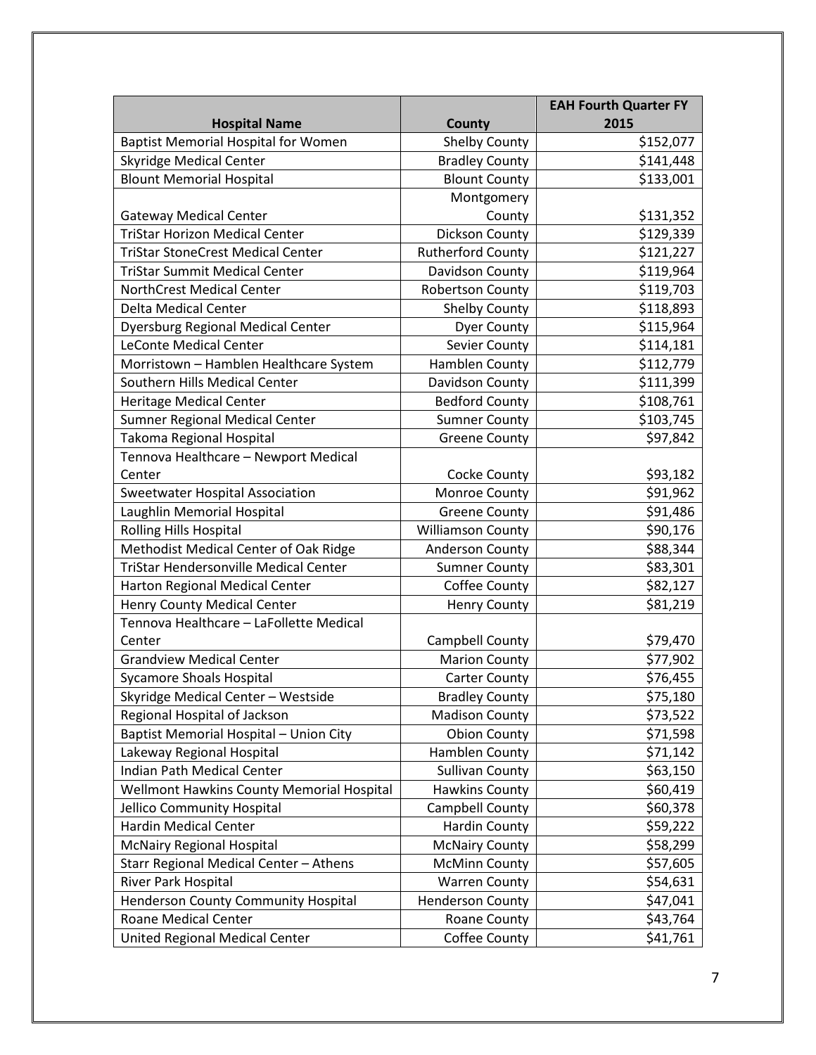| Hospital Name | County | EAH Fourth Quarter FY 2015 |
|---|---|---|
| Baptist Memorial Hospital for Women | Shelby County | $152,077 |
| Skyridge Medical Center | Bradley County | $141,448 |
| Blount Memorial Hospital | Blount County | $133,001 |
| Gateway Medical Center | Montgomery County | $131,352 |
| TriStar Horizon Medical Center | Dickson County | $129,339 |
| TriStar StoneCrest Medical Center | Rutherford County | $121,227 |
| TriStar Summit Medical Center | Davidson County | $119,964 |
| NorthCrest Medical Center | Robertson County | $119,703 |
| Delta Medical Center | Shelby County | $118,893 |
| Dyersburg Regional Medical Center | Dyer County | $115,964 |
| LeConte Medical Center | Sevier County | $114,181 |
| Morristown – Hamblen Healthcare System | Hamblen County | $112,779 |
| Southern Hills Medical Center | Davidson County | $111,399 |
| Heritage Medical Center | Bedford County | $108,761 |
| Sumner Regional Medical Center | Sumner County | $103,745 |
| Takoma Regional Hospital | Greene County | $97,842 |
| Tennova Healthcare – Newport Medical Center | Cocke County | $93,182 |
| Sweetwater Hospital Association | Monroe County | $91,962 |
| Laughlin Memorial Hospital | Greene County | $91,486 |
| Rolling Hills Hospital | Williamson County | $90,176 |
| Methodist Medical Center of Oak Ridge | Anderson County | $88,344 |
| TriStar Hendersonville Medical Center | Sumner County | $83,301 |
| Harton Regional Medical Center | Coffee County | $82,127 |
| Henry County Medical Center | Henry County | $81,219 |
| Tennova Healthcare – LaFollette Medical Center | Campbell County | $79,470 |
| Grandview Medical Center | Marion County | $77,902 |
| Sycamore Shoals Hospital | Carter County | $76,455 |
| Skyridge Medical Center – Westside | Bradley County | $75,180 |
| Regional Hospital of Jackson | Madison County | $73,522 |
| Baptist Memorial Hospital – Union City | Obion County | $71,598 |
| Lakeway Regional Hospital | Hamblen County | $71,142 |
| Indian Path Medical Center | Sullivan County | $63,150 |
| Wellmont Hawkins County Memorial Hospital | Hawkins County | $60,419 |
| Jellico Community Hospital | Campbell County | $60,378 |
| Hardin Medical Center | Hardin County | $59,222 |
| McNairy Regional Hospital | McNairy County | $58,299 |
| Starr Regional Medical Center – Athens | McMinn County | $57,605 |
| River Park Hospital | Warren County | $54,631 |
| Henderson County Community Hospital | Henderson County | $47,041 |
| Roane Medical Center | Roane County | $43,764 |
| United Regional Medical Center | Coffee County | $41,761 |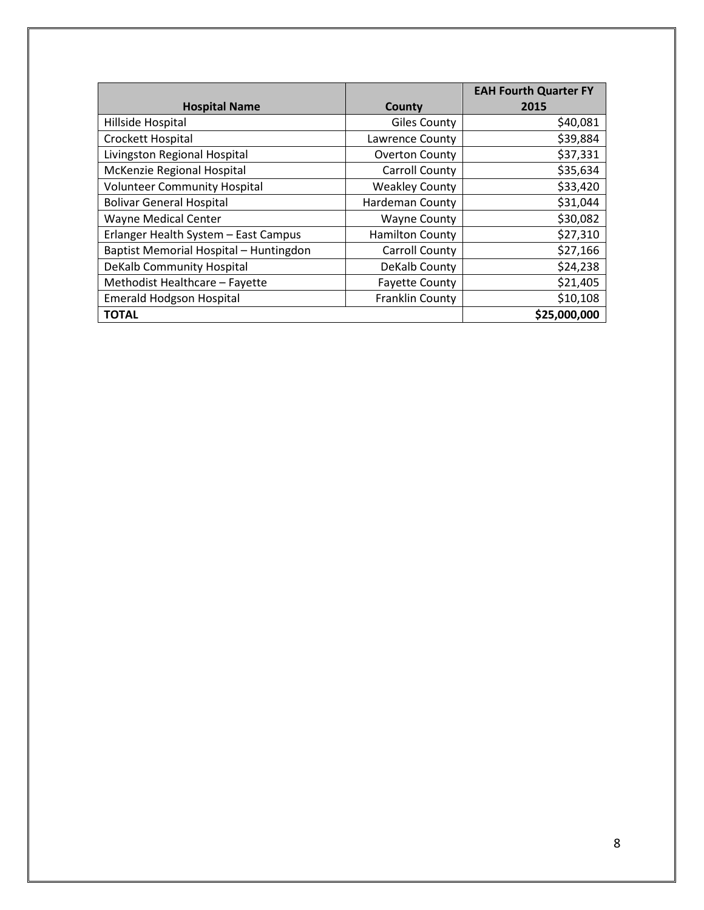| Hospital Name | County | EAH Fourth Quarter FY 2015 |
|---|---|---|
| Hillside Hospital | Giles County | $40,081 |
| Crockett Hospital | Lawrence County | $39,884 |
| Livingston Regional Hospital | Overton County | $37,331 |
| McKenzie Regional Hospital | Carroll County | $35,634 |
| Volunteer Community Hospital | Weakley County | $33,420 |
| Bolivar General Hospital | Hardeman County | $31,044 |
| Wayne Medical Center | Wayne County | $30,082 |
| Erlanger Health System – East Campus | Hamilton County | $27,310 |
| Baptist Memorial Hospital – Huntingdon | Carroll County | $27,166 |
| DeKalb Community Hospital | DeKalb County | $24,238 |
| Methodist Healthcare – Fayette | Fayette County | $21,405 |
| Emerald Hodgson Hospital | Franklin County | $10,108 |
| **TOTAL** | | **$25,000,000** |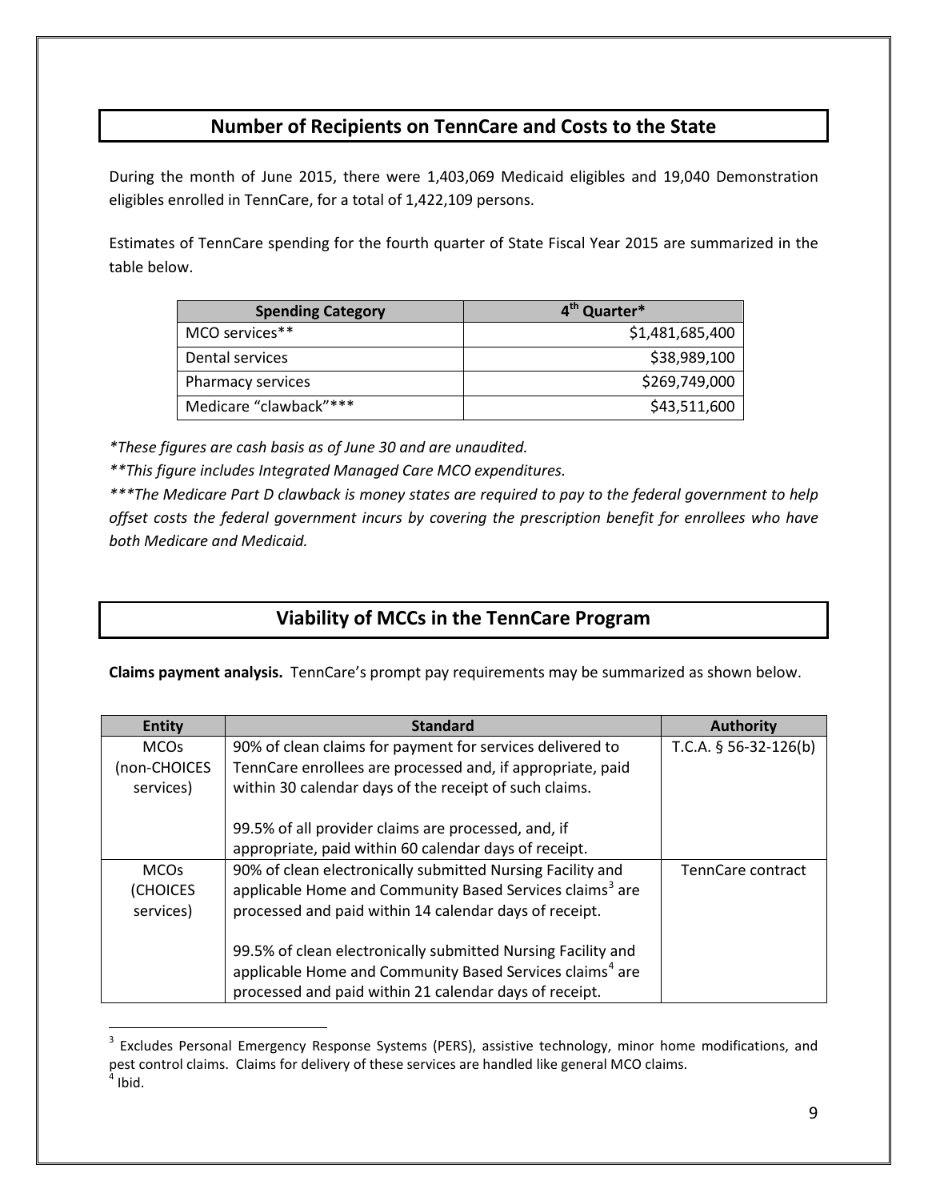## Number of Recipients on TennCare and Costs to the State

During the month of June 2015, there were 1,403,069 Medicaid eligibles and 19,040 Demonstration eligibles enrolled in TennCare, for a total of 1,422,109 persons.

Estimates of TennCare spending for the fourth quarter of State Fiscal Year 2015 are summarized in the table below.

| Spending Category | 4th Quarter* |
|---|---:|
| MCO services** | $1,481,685,400 |
| Dental services | $38,989,100 |
| Pharmacy services | $269,749,000 |
| Medicare "clawback"*** | $43,511,600 |

*\*These figures are cash basis as of June 30 and are unaudited.*

*\*\*This figure includes Integrated Managed Care MCO expenditures.*

*\*\*\*The Medicare Part D clawback is money states are required to pay to the federal government to help offset costs the federal government incurs by covering the prescription benefit for enrollees who have both Medicare and Medicaid.*

## Viability of MCCs in the TennCare Program

**Claims payment analysis.** TennCare's prompt pay requirements may be summarized as shown below.

| Entity | Standard | Authority |
|---|---|---|
| MCOs (non-CHOICES services) | 90% of clean claims for payment for services delivered to TennCare enrollees are processed and, if appropriate, paid within 30 calendar days of the receipt of such claims.<br><br>99.5% of all provider claims are processed, and, if appropriate, paid within 60 calendar days of receipt. | T.C.A. § 56-32-126(b) |
| MCOs (CHOICES services) | 90% of clean electronically submitted Nursing Facility and applicable Home and Community Based Services claims[3] are processed and paid within 14 calendar days of receipt.<br><br>99.5% of clean electronically submitted Nursing Facility and applicable Home and Community Based Services claims[4] are processed and paid within 21 calendar days of receipt. | TennCare contract |

[3] Excludes Personal Emergency Response Systems (PERS), assistive technology, minor home modifications, and pest control claims. Claims for delivery of these services are handled like general MCO claims.

[4] Ibid.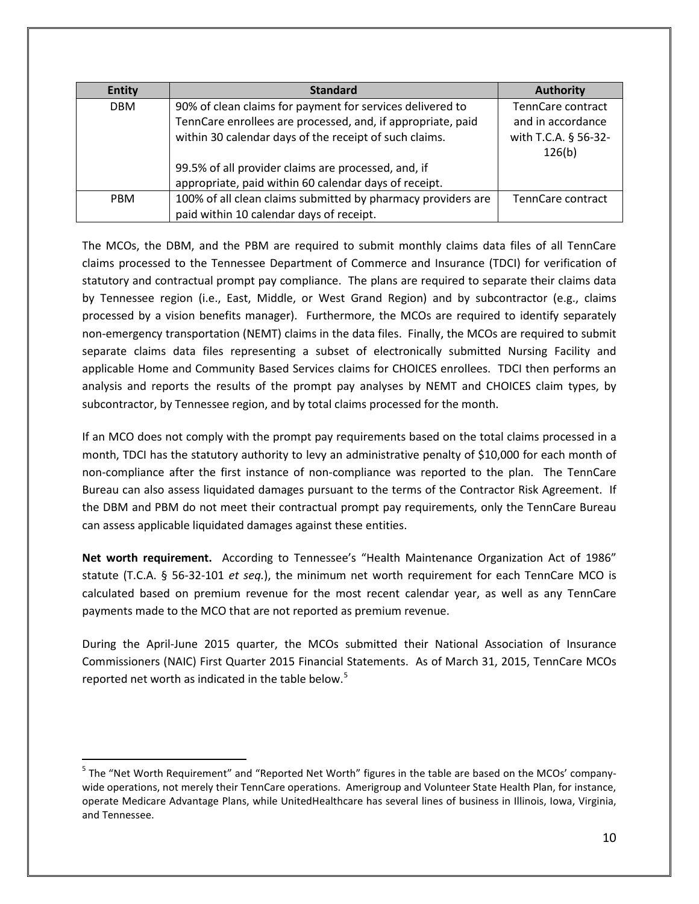| Entity | Standard | Authority |
|---|---|---|
| DBM | 90% of clean claims for payment for services delivered to TennCare enrollees are processed, and, if appropriate, paid within 30 calendar days of the receipt of such claims.<br><br>99.5% of all provider claims are processed, and, if appropriate, paid within 60 calendar days of receipt. | TennCare contract and in accordance with T.C.A. § 56-32-126(b) |
| PBM | 100% of all clean claims submitted by pharmacy providers are paid within 10 calendar days of receipt. | TennCare contract |

The MCOs, the DBM, and the PBM are required to submit monthly claims data files of all TennCare claims processed to the Tennessee Department of Commerce and Insurance (TDCI) for verification of statutory and contractual prompt pay compliance. The plans are required to separate their claims data by Tennessee region (i.e., East, Middle, or West Grand Region) and by subcontractor (e.g., claims processed by a vision benefits manager). Furthermore, the MCOs are required to identify separately non-emergency transportation (NEMT) claims in the data files. Finally, the MCOs are required to submit separate claims data files representing a subset of electronically submitted Nursing Facility and applicable Home and Community Based Services claims for CHOICES enrollees. TDCI then performs an analysis and reports the results of the prompt pay analyses by NEMT and CHOICES claim types, by subcontractor, by Tennessee region, and by total claims processed for the month.

If an MCO does not comply with the prompt pay requirements based on the total claims processed in a month, TDCI has the statutory authority to levy an administrative penalty of $10,000 for each month of non-compliance after the first instance of non-compliance was reported to the plan. The TennCare Bureau can also assess liquidated damages pursuant to the terms of the Contractor Risk Agreement. If the DBM and PBM do not meet their contractual prompt pay requirements, only the TennCare Bureau can assess applicable liquidated damages against these entities.

**Net worth requirement.** According to Tennessee's "Health Maintenance Organization Act of 1986" statute (T.C.A. § 56-32-101 *et seq.*), the minimum net worth requirement for each TennCare MCO is calculated based on premium revenue for the most recent calendar year, as well as any TennCare payments made to the MCO that are not reported as premium revenue.

During the April-June 2015 quarter, the MCOs submitted their National Association of Insurance Commissioners (NAIC) First Quarter 2015 Financial Statements. As of March 31, 2015, TennCare MCOs reported net worth as indicated in the table below.[5]

[5] The "Net Worth Requirement" and "Reported Net Worth" figures in the table are based on the MCOs' company-wide operations, not merely their TennCare operations. Amerigroup and Volunteer State Health Plan, for instance, operate Medicare Advantage Plans, while UnitedHealthcare has several lines of business in Illinois, Iowa, Virginia, and Tennessee.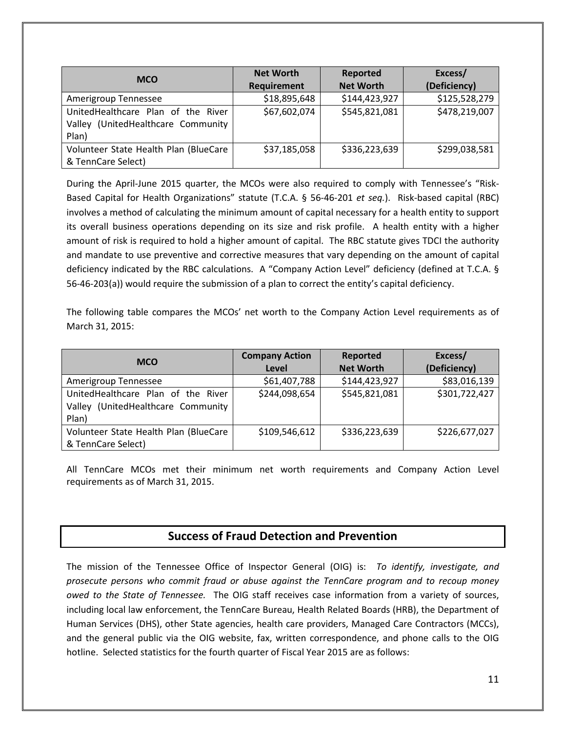| MCO | Net Worth Requirement | Reported Net Worth | Excess/ (Deficiency) |
|---|---|---|---|
| Amerigroup Tennessee | $18,895,648 | $144,423,927 | $125,528,279 |
| UnitedHealthcare Plan of the River Valley (UnitedHealthcare Community Plan) | $67,602,074 | $545,821,081 | $478,219,007 |
| Volunteer State Health Plan (BlueCare & TennCare Select) | $37,185,058 | $336,223,639 | $299,038,581 |

During the April-June 2015 quarter, the MCOs were also required to comply with Tennessee's "Risk-Based Capital for Health Organizations" statute (T.C.A. § 56-46-201 *et seq.*). Risk-based capital (RBC) involves a method of calculating the minimum amount of capital necessary for a health entity to support its overall business operations depending on its size and risk profile. A health entity with a higher amount of risk is required to hold a higher amount of capital. The RBC statute gives TDCI the authority and mandate to use preventive and corrective measures that vary depending on the amount of capital deficiency indicated by the RBC calculations. A "Company Action Level" deficiency (defined at T.C.A. § 56-46-203(a)) would require the submission of a plan to correct the entity's capital deficiency.

The following table compares the MCOs' net worth to the Company Action Level requirements as of March 31, 2015:

| MCO | Company Action Level | Reported Net Worth | Excess/ (Deficiency) |
|---|---|---|---|
| Amerigroup Tennessee | $61,407,788 | $144,423,927 | $83,016,139 |
| UnitedHealthcare Plan of the River Valley (UnitedHealthcare Community Plan) | $244,098,654 | $545,821,081 | $301,722,427 |
| Volunteer State Health Plan (BlueCare & TennCare Select) | $109,546,612 | $336,223,639 | $226,677,027 |

All TennCare MCOs met their minimum net worth requirements and Company Action Level requirements as of March 31, 2015.

## Success of Fraud Detection and Prevention

The mission of the Tennessee Office of Inspector General (OIG) is: *To identify, investigate, and prosecute persons who commit fraud or abuse against the TennCare program and to recoup money owed to the State of Tennessee.* The OIG staff receives case information from a variety of sources, including local law enforcement, the TennCare Bureau, Health Related Boards (HRB), the Department of Human Services (DHS), other State agencies, health care providers, Managed Care Contractors (MCCs), and the general public via the OIG website, fax, written correspondence, and phone calls to the OIG hotline. Selected statistics for the fourth quarter of Fiscal Year 2015 are as follows: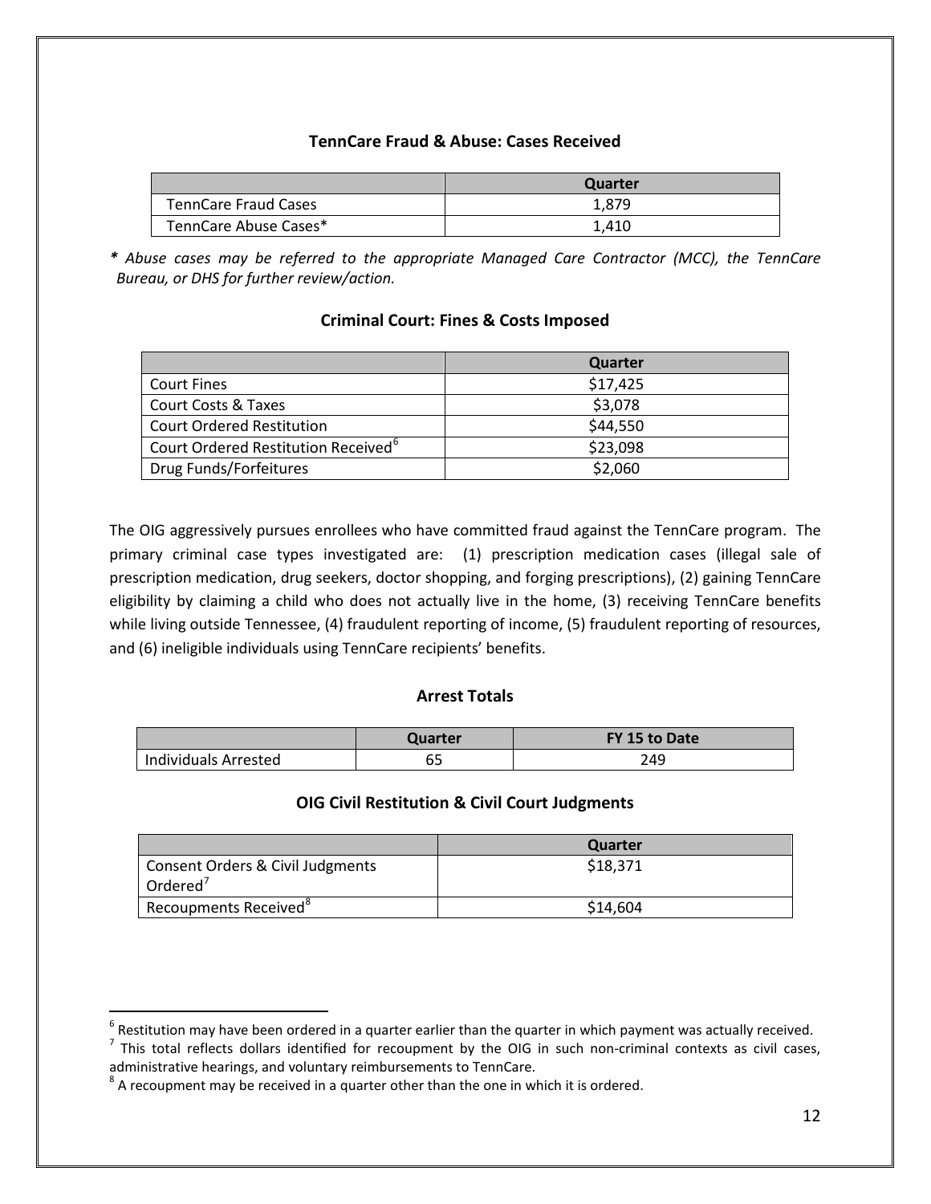### TennCare Fraud & Abuse: Cases Received

| | Quarter |
|---|---|
| TennCare Fraud Cases | 1,879 |
| TennCare Abuse Cases* | 1,410 |

*** *Abuse cases may be referred to the appropriate Managed Care Contractor (MCC), the TennCare Bureau, or DHS for further review/action.*

### Criminal Court: Fines & Costs Imposed

| | Quarter |
|---|---|
| Court Fines | $17,425 |
| Court Costs & Taxes | $3,078 |
| Court Ordered Restitution | $44,550 |
| Court Ordered Restitution Received[6] | $23,098 |
| Drug Funds/Forfeitures | $2,060 |

The OIG aggressively pursues enrollees who have committed fraud against the TennCare program. The primary criminal case types investigated are: (1) prescription medication cases (illegal sale of prescription medication, drug seekers, doctor shopping, and forging prescriptions), (2) gaining TennCare eligibility by claiming a child who does not actually live in the home, (3) receiving TennCare benefits while living outside Tennessee, (4) fraudulent reporting of income, (5) fraudulent reporting of resources, and (6) ineligible individuals using TennCare recipients' benefits.

### Arrest Totals

| | Quarter | FY 15 to Date |
|---|---|---|
| Individuals Arrested | 65 | 249 |

### OIG Civil Restitution & Civil Court Judgments

| | Quarter |
|---|---|
| Consent Orders & Civil Judgments Ordered[7] | $18,371 |
| Recoupments Received[8] | $14,604 |

---

[6] Restitution may have been ordered in a quarter earlier than the quarter in which payment was actually received.

[7] This total reflects dollars identified for recoupment by the OIG in such non-criminal contexts as civil cases, administrative hearings, and voluntary reimbursements to TennCare.

[8] A recoupment may be received in a quarter other than the one in which it is ordered.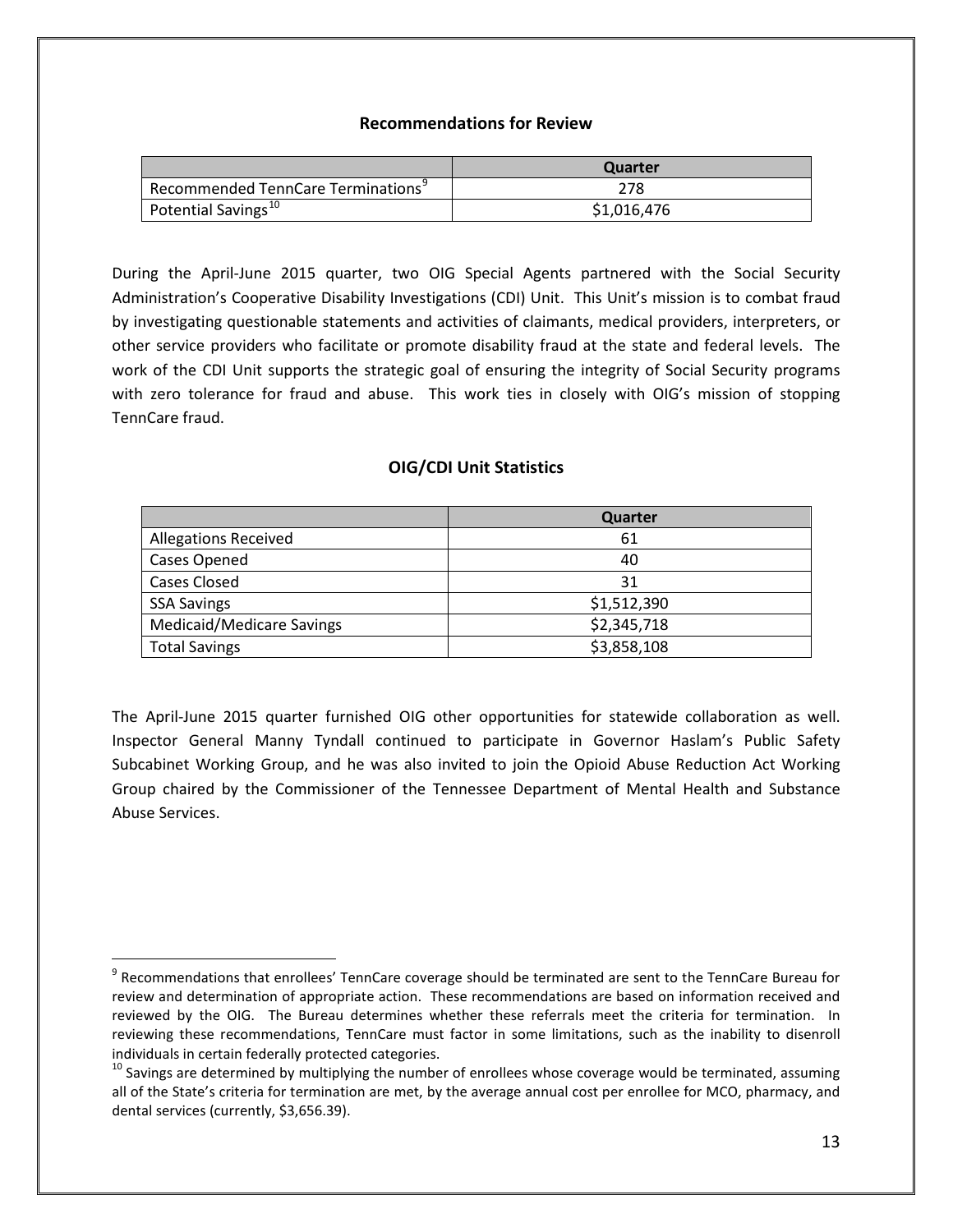### Recommendations for Review

| | Quarter |
|---|---|
| Recommended TennCare Terminations[9] | 278 |
| Potential Savings[10] | $1,016,476 |

During the April-June 2015 quarter, two OIG Special Agents partnered with the Social Security Administration's Cooperative Disability Investigations (CDI) Unit. This Unit's mission is to combat fraud by investigating questionable statements and activities of claimants, medical providers, interpreters, or other service providers who facilitate or promote disability fraud at the state and federal levels. The work of the CDI Unit supports the strategic goal of ensuring the integrity of Social Security programs with zero tolerance for fraud and abuse. This work ties in closely with OIG's mission of stopping TennCare fraud.

### OIG/CDI Unit Statistics

| | Quarter |
|---|---|
| Allegations Received | 61 |
| Cases Opened | 40 |
| Cases Closed | 31 |
| SSA Savings | $1,512,390 |
| Medicaid/Medicare Savings | $2,345,718 |
| Total Savings | $3,858,108 |

The April-June 2015 quarter furnished OIG other opportunities for statewide collaboration as well. Inspector General Manny Tyndall continued to participate in Governor Haslam's Public Safety Subcabinet Working Group, and he was also invited to join the Opioid Abuse Reduction Act Working Group chaired by the Commissioner of the Tennessee Department of Mental Health and Substance Abuse Services.

---

[9] Recommendations that enrollees' TennCare coverage should be terminated are sent to the TennCare Bureau for review and determination of appropriate action. These recommendations are based on information received and reviewed by the OIG. The Bureau determines whether these referrals meet the criteria for termination. In reviewing these recommendations, TennCare must factor in some limitations, such as the inability to disenroll individuals in certain federally protected categories.

[10] Savings are determined by multiplying the number of enrollees whose coverage would be terminated, assuming all of the State's criteria for termination are met, by the average annual cost per enrollee for MCO, pharmacy, and dental services (currently, $3,656.39).